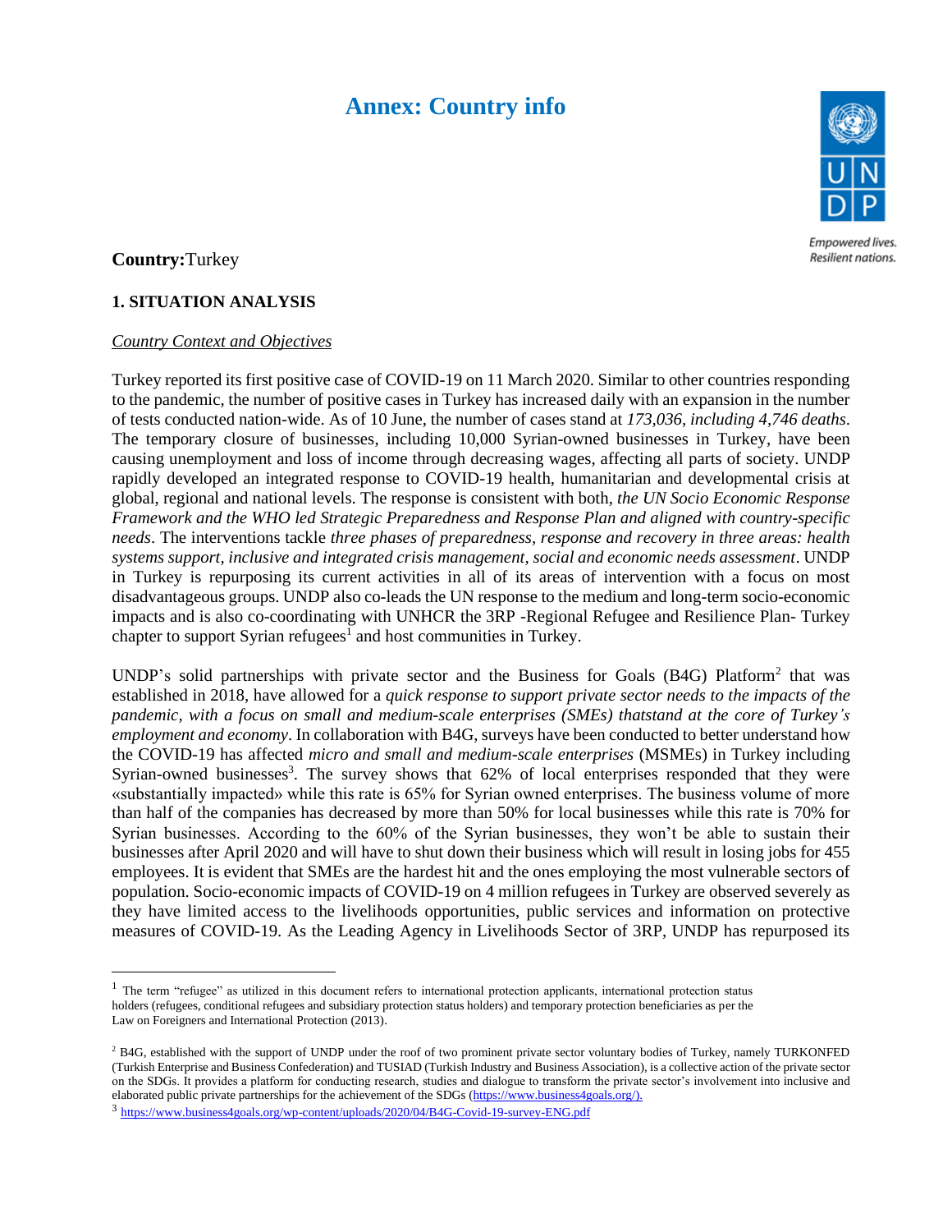# Annex: Country info

**Country:**Turkey

## 1. SITUATION ANALYSIS

*Country Context and Objectives*

Turkey reported its first positive case of COVID-19 on 11 March 2020. Similar to other countries responding to the pandemic, the number of positive cases in Turkey has increased daily with an expansion in the number of tests conducted nation-wide. As of 10 June, the number of cases stand at *173,036, including 4,746 deaths*. The temporary closure of businesses, including 10,000 Syrian-owned businesses in Turkey, have been causing unemployment and loss of income through decreasing wages, affecting all parts of society. UNDP rapidly developed an integrated response to COVID-19 health, humanitarian and developmental crisis at global, regional and national levels. The response is consistent with both, *the UN Socio Economic Response Framework and the WHO led Strategic Preparedness and Response Plan and aligned with country-specific needs*. The interventions tackle *three phases of preparedness, response and recovery in three areas: health systems support, inclusive and integrated crisis management, social and economic needs assessment*. UNDP in Turkey is repurposing its current activities in all of its areas of intervention with a focus on most disadvantageous groups. UNDP also co-leads the UN response to the medium and long-term socio-economic impacts and is also co-coordinating with UNHCR the 3RP -Regional Refugee and Resilience Plan- Turkey chapter to support Syrian refugees[1] and host communities in Turkey.

UNDP's solid partnerships with private sector and the Business for Goals (B4G) Platform[2] that was established in 2018, have allowed for a *quick response to support private sector needs to the impacts of the pandemic, with a focus on small and medium-scale enterprises (SMEs) thatstand at the core of Turkey's employment and economy*. In collaboration with B4G, surveys have been conducted to better understand how the COVID-19 has affected *micro and small and medium-scale enterprises* (MSMEs) in Turkey including Syrian-owned businesses[3]. The survey shows that 62% of local enterprises responded that they were «substantially impacted» while this rate is 65% for Syrian owned enterprises. The business volume of more than half of the companies has decreased by more than 50% for local businesses while this rate is 70% for Syrian businesses. According to the 60% of the Syrian businesses, they won't be able to sustain their businesses after April 2020 and will have to shut down their business which will result in losing jobs for 455 employees. It is evident that SMEs are the hardest hit and the ones employing the most vulnerable sectors of population. Socio-economic impacts of COVID-19 on 4 million refugees in Turkey are observed severely as they have limited access to the livelihoods opportunities, public services and information on protective measures of COVID-19. As the Leading Agency in Livelihoods Sector of 3RP, UNDP has repurposed its

---

[1] The term "refugee" as utilized in this document refers to international protection applicants, international protection status holders (refugees, conditional refugees and subsidiary protection status holders) and temporary protection beneficiaries as per the Law on Foreigners and International Protection (2013).

[2] B4G, established with the support of UNDP under the roof of two prominent private sector voluntary bodies of Turkey, namely TURKONFED (Turkish Enterprise and Business Confederation) and TUSIAD (Turkish Industry and Business Association), is a collective action of the private sector on the SDGs. It provides a platform for conducting research, studies and dialogue to transform the private sector's involvement into inclusive and elaborated public private partnerships for the achievement of the SDGs (https://www.business4goals.org/).

[3] https://www.business4goals.org/wp-content/uploads/2020/04/B4G-Covid-19-survey-ENG.pdf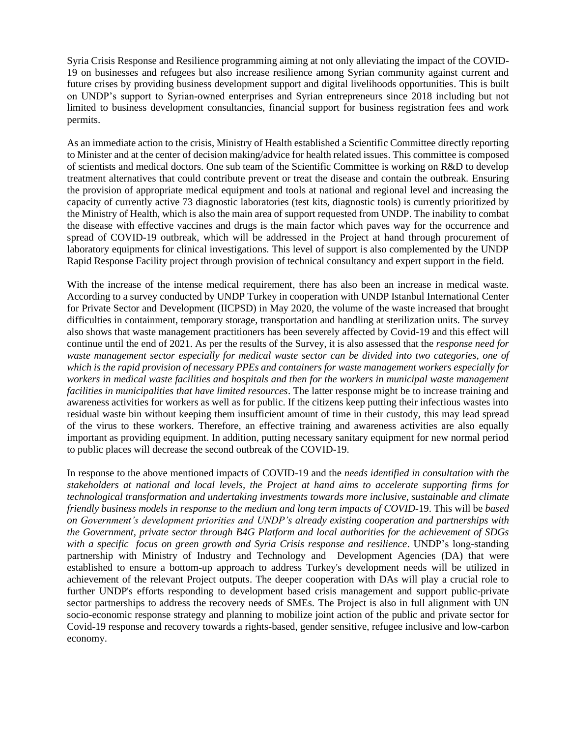Syria Crisis Response and Resilience programming aiming at not only alleviating the impact of the COVID-19 on businesses and refugees but also increase resilience among Syrian community against current and future crises by providing business development support and digital livelihoods opportunities. This is built on UNDP's support to Syrian-owned enterprises and Syrian entrepreneurs since 2018 including but not limited to business development consultancies, financial support for business registration fees and work permits.

As an immediate action to the crisis, Ministry of Health established a Scientific Committee directly reporting to Minister and at the center of decision making/advice for health related issues. This committee is composed of scientists and medical doctors. One sub team of the Scientific Committee is working on R&D to develop treatment alternatives that could contribute prevent or treat the disease and contain the outbreak. Ensuring the provision of appropriate medical equipment and tools at national and regional level and increasing the capacity of currently active 73 diagnostic laboratories (test kits, diagnostic tools) is currently prioritized by the Ministry of Health, which is also the main area of support requested from UNDP. The inability to combat the disease with effective vaccines and drugs is the main factor which paves way for the occurrence and spread of COVID-19 outbreak, which will be addressed in the Project at hand through procurement of laboratory equipments for clinical investigations. This level of support is also complemented by the UNDP Rapid Response Facility project through provision of technical consultancy and expert support in the field.

With the increase of the intense medical requirement, there has also been an increase in medical waste. According to a survey conducted by UNDP Turkey in cooperation with UNDP Istanbul International Center for Private Sector and Development (IICPSD) in May 2020, the volume of the waste increased that brought difficulties in containment, temporary storage, transportation and handling at sterilization units. The survey also shows that waste management practitioners has been severely affected by Covid-19 and this effect will continue until the end of 2021. As per the results of the Survey, it is also assessed that the *response need for waste management sector especially for medical waste sector can be divided into two categories, one of which is the rapid provision of necessary PPEs and containers for waste management workers especially for workers in medical waste facilities and hospitals and then for the workers in municipal waste management facilities in municipalities that have limited resources*. The latter response might be to increase training and awareness activities for workers as well as for public. If the citizens keep putting their infectious wastes into residual waste bin without keeping them insufficient amount of time in their custody, this may lead spread of the virus to these workers. Therefore, an effective training and awareness activities are also equally important as providing equipment. In addition, putting necessary sanitary equipment for new normal period to public places will decrease the second outbreak of the COVID-19.

In response to the above mentioned impacts of COVID-19 and the *needs identified in consultation with the stakeholders at national and local levels, the Project at hand aims to accelerate supporting firms for technological transformation and undertaking investments towards more inclusive, sustainable and climate friendly business models in response to the medium and long term impacts of COVID*-19. This will be *based on Government's development priorities and UNDP's already existing cooperation and partnerships with the Government, private sector through B4G Platform and local authorities for the achievement of SDGs with a specific focus on green growth and Syria Crisis response and resilience*. UNDP's long-standing partnership with Ministry of Industry and Technology and Development Agencies (DA) that were established to ensure a bottom-up approach to address Turkey's development needs will be utilized in achievement of the relevant Project outputs. The deeper cooperation with DAs will play a crucial role to further UNDP's efforts responding to development based crisis management and support public-private sector partnerships to address the recovery needs of SMEs. The Project is also in full alignment with UN socio-economic response strategy and planning to mobilize joint action of the public and private sector for Covid-19 response and recovery towards a rights-based, gender sensitive, refugee inclusive and low-carbon economy.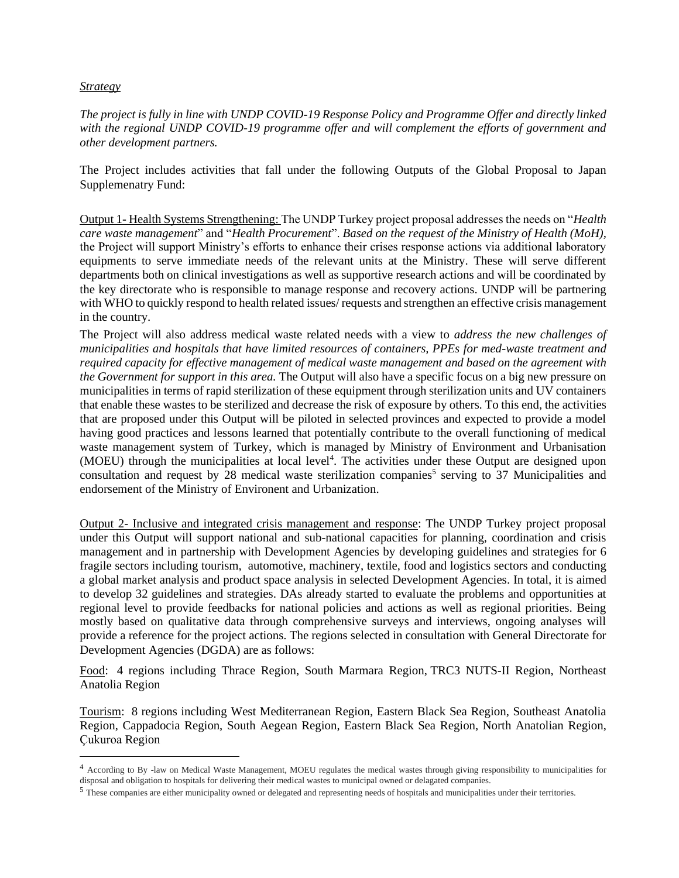*Strategy*

*The project is fully in line with UNDP COVID-19 Response Policy and Programme Offer and directly linked with the regional UNDP COVID-19 programme offer and will complement the efforts of government and other development partners.*

The Project includes activities that fall under the following Outputs of the Global Proposal to Japan Supplemenatry Fund:

Output 1- Health Systems Strengthening: The UNDP Turkey project proposal addresses the needs on "*Health care waste management*" and "*Health Procurement*". *Based on the request of the Ministry of Health (MoH),* the Project will support Ministry's efforts to enhance their crises response actions via additional laboratory equipments to serve immediate needs of the relevant units at the Ministry. These will serve different departments both on clinical investigations as well as supportive research actions and will be coordinated by the key directorate who is responsible to manage response and recovery actions. UNDP will be partnering with WHO to quickly respond to health related issues/ requests and strengthen an effective crisis management in the country.

The Project will also address medical waste related needs with a view to *address the new challenges of municipalities and hospitals that have limited resources of containers, PPEs for med-waste treatment and required capacity for effective management of medical waste management and based on the agreement with the Government for support in this area.* The Output will also have a specific focus on a big new pressure on municipalities in terms of rapid sterilization of these equipment through sterilization units and UV containers that enable these wastes to be sterilized and decrease the risk of exposure by others. To this end, the activities that are proposed under this Output will be piloted in selected provinces and expected to provide a model having good practices and lessons learned that potentially contribute to the overall functioning of medical waste management system of Turkey, which is managed by Ministry of Environment and Urbanisation (MOEU) through the municipalities at local level[4]. The activities under these Output are designed upon consultation and request by 28 medical waste sterilization companies[5] serving to 37 Municipalities and endorsement of the Ministry of Environent and Urbanization.

Output 2- Inclusive and integrated crisis management and response: The UNDP Turkey project proposal under this Output will support national and sub-national capacities for planning, coordination and crisis management and in partnership with Development Agencies by developing guidelines and strategies for 6 fragile sectors including tourism, automotive, machinery, textile, food and logistics sectors and conducting a global market analysis and product space analysis in selected Development Agencies. In total, it is aimed to develop 32 guidelines and strategies. DAs already started to evaluate the problems and opportunities at regional level to provide feedbacks for national policies and actions as well as regional priorities. Being mostly based on qualitative data through comprehensive surveys and interviews, ongoing analyses will provide a reference for the project actions. The regions selected in consultation with General Directorate for Development Agencies (DGDA) are as follows:

Food: 4 regions including Thrace Region, South Marmara Region, TRC3 NUTS-II Region, Northeast Anatolia Region

Tourism: 8 regions including West Mediterranean Region, Eastern Black Sea Region, Southeast Anatolia Region, Cappadocia Region, South Aegean Region, Eastern Black Sea Region, North Anatolian Region, Çukuroa Region

---

[4] According to By -law on Medical Waste Management, MOEU regulates the medical wastes through giving responsibility to municipalities for disposal and obligation to hospitals for delivering their medical wastes to municipal owned or delagated companies.

[5] These companies are either municipality owned or delegated and representing needs of hospitals and municipalities under their territories.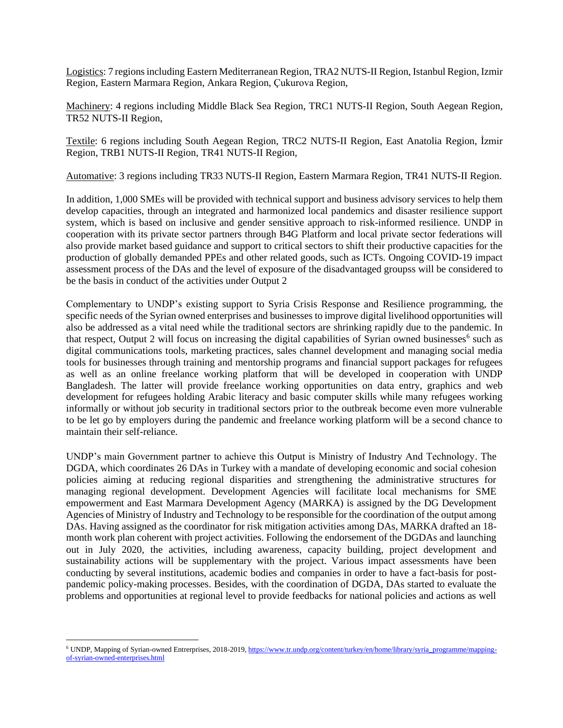Logistics: 7 regions including Eastern Mediterranean Region, TRA2 NUTS-II Region, Istanbul Region, Izmir Region, Eastern Marmara Region, Ankara Region, Çukurova Region,

Machinery: 4 regions including Middle Black Sea Region, TRC1 NUTS-II Region, South Aegean Region, TR52 NUTS-II Region,

Textile: 6 regions including South Aegean Region, TRC2 NUTS-II Region, East Anatolia Region, İzmir Region, TRB1 NUTS-II Region, TR41 NUTS-II Region,

Automative: 3 regions including TR33 NUTS-II Region, Eastern Marmara Region, TR41 NUTS-II Region.

In addition, 1,000 SMEs will be provided with technical support and business advisory services to help them develop capacities, through an integrated and harmonized local pandemics and disaster resilience support system, which is based on inclusive and gender sensitive approach to risk-informed resilience. UNDP in cooperation with its private sector partners through B4G Platform and local private sector federations will also provide market based guidance and support to critical sectors to shift their productive capacities for the production of globally demanded PPEs and other related goods, such as ICTs. Ongoing COVID-19 impact assessment process of the DAs and the level of exposure of the disadvantaged groupss will be considered to be the basis in conduct of the activities under Output 2

Complementary to UNDP's existing support to Syria Crisis Response and Resilience programming, the specific needs of the Syrian owned enterprises and businesses to improve digital livelihood opportunities will also be addressed as a vital need while the traditional sectors are shrinking rapidly due to the pandemic. In that respect, Output 2 will focus on increasing the digital capabilities of Syrian owned businesses[6] such as digital communications tools, marketing practices, sales channel development and managing social media tools for businesses through training and mentorship programs and financial support packages for refugees as well as an online freelance working platform that will be developed in cooperation with UNDP Bangladesh. The latter will provide freelance working opportunities on data entry, graphics and web development for refugees holding Arabic literacy and basic computer skills while many refugees working informally or without job security in traditional sectors prior to the outbreak become even more vulnerable to be let go by employers during the pandemic and freelance working platform will be a second chance to maintain their self-reliance.

UNDP's main Government partner to achieve this Output is Ministry of Industry And Technology. The DGDA, which coordinates 26 DAs in Turkey with a mandate of developing economic and social cohesion policies aiming at reducing regional disparities and strengthening the administrative structures for managing regional development. Development Agencies will facilitate local mechanisms for SME empowerment and East Marmara Development Agency (MARKA) is assigned by the DG Development Agencies of Ministry of Industry and Technology to be responsible for the coordination of the output among DAs. Having assigned as the coordinator for risk mitigation activities among DAs, MARKA drafted an 18-month work plan coherent with project activities. Following the endorsement of the DGDAs and launching out in July 2020, the activities, including awareness, capacity building, project development and sustainability actions will be supplementary with the project. Various impact assessments have been conducting by several institutions, academic bodies and companies in order to have a fact-basis for post-pandemic policy-making processes. Besides, with the coordination of DGDA, DAs started to evaluate the problems and opportunities at regional level to provide feedbacks for national policies and actions as well

[6] UNDP, Mapping of Syrian-owned Entrerprises, 2018-2019, https://www.tr.undp.org/content/turkey/en/home/library/syria_programme/mapping-of-syrian-owned-enterprises.html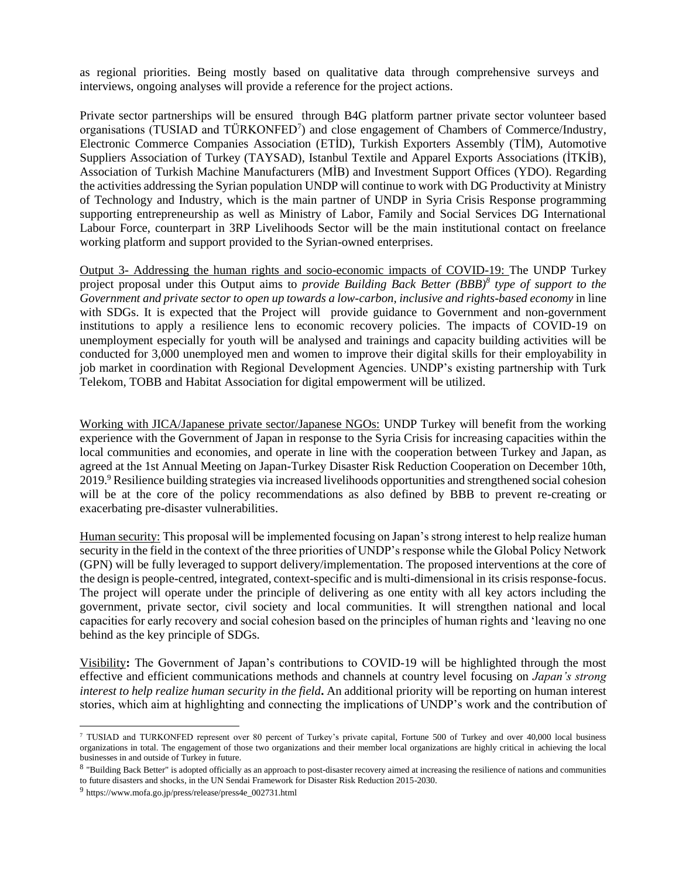as regional priorities. Being mostly based on qualitative data through comprehensive surveys and interviews, ongoing analyses will provide a reference for the project actions.

Private sector partnerships will be ensured through B4G platform partner private sector volunteer based organisations (TUSIAD and TÜRKONFED[7]) and close engagement of Chambers of Commerce/Industry, Electronic Commerce Companies Association (ETİD), Turkish Exporters Assembly (TİM), Automotive Suppliers Association of Turkey (TAYSAD), Istanbul Textile and Apparel Exports Associations (İTKİB), Association of Turkish Machine Manufacturers (MİB) and Investment Support Offices (YDO). Regarding the activities addressing the Syrian population UNDP will continue to work with DG Productivity at Ministry of Technology and Industry, which is the main partner of UNDP in Syria Crisis Response programming supporting entrepreneurship as well as Ministry of Labor, Family and Social Services DG International Labour Force, counterpart in 3RP Livelihoods Sector will be the main institutional contact on freelance working platform and support provided to the Syrian-owned enterprises.

<u>Output 3- Addressing the human rights and socio-economic impacts of COVID-19:</u> The UNDP Turkey project proposal under this Output aims to *provide Building Back Better (BBB)[8] type of support to the Government and private sector to open up towards a low-carbon, inclusive and rights-based economy* in line with SDGs. It is expected that the Project will provide guidance to Government and non-government institutions to apply a resilience lens to economic recovery policies. The impacts of COVID-19 on unemployment especially for youth will be analysed and trainings and capacity building activities will be conducted for 3,000 unemployed men and women to improve their digital skills for their employability in job market in coordination with Regional Development Agencies. UNDP's existing partnership with Turk Telekom, TOBB and Habitat Association for digital empowerment will be utilized.

<u>Working with JICA/Japanese private sector/Japanese NGOs:</u> UNDP Turkey will benefit from the working experience with the Government of Japan in response to the Syria Crisis for increasing capacities within the local communities and economies, and operate in line with the cooperation between Turkey and Japan, as agreed at the 1st Annual Meeting on Japan-Turkey Disaster Risk Reduction Cooperation on December 10th, 2019.[9] Resilience building strategies via increased livelihoods opportunities and strengthened social cohesion will be at the core of the policy recommendations as also defined by BBB to prevent re-creating or exacerbating pre-disaster vulnerabilities.

<u>Human security:</u> This proposal will be implemented focusing on Japan's strong interest to help realize human security in the field in the context of the three priorities of UNDP's response while the Global Policy Network (GPN) will be fully leveraged to support delivery/implementation. The proposed interventions at the core of the design is people-centred, integrated, context-specific and is multi-dimensional in its crisis response-focus. The project will operate under the principle of delivering as one entity with all key actors including the government, private sector, civil society and local communities. It will strengthen national and local capacities for early recovery and social cohesion based on the principles of human rights and 'leaving no one behind as the key principle of SDGs.

<u>Visibility</u>**:** The Government of Japan's contributions to COVID-19 will be highlighted through the most effective and efficient communications methods and channels at country level focusing on *Japan's strong interest to help realize human security in the field***.** An additional priority will be reporting on human interest stories, which aim at highlighting and connecting the implications of UNDP's work and the contribution of

---

[7] TUSIAD and TURKONFED represent over 80 percent of Turkey's private capital, Fortune 500 of Turkey and over 40,000 local business organizations in total. The engagement of those two organizations and their member local organizations are highly critical in achieving the local businesses in and outside of Turkey in future.

[8] "Building Back Better" is adopted officially as an approach to post-disaster recovery aimed at increasing the resilience of nations and communities to future disasters and shocks, in the UN Sendai Framework for Disaster Risk Reduction 2015-2030.

[9] https://www.mofa.go.jp/press/release/press4e_002731.html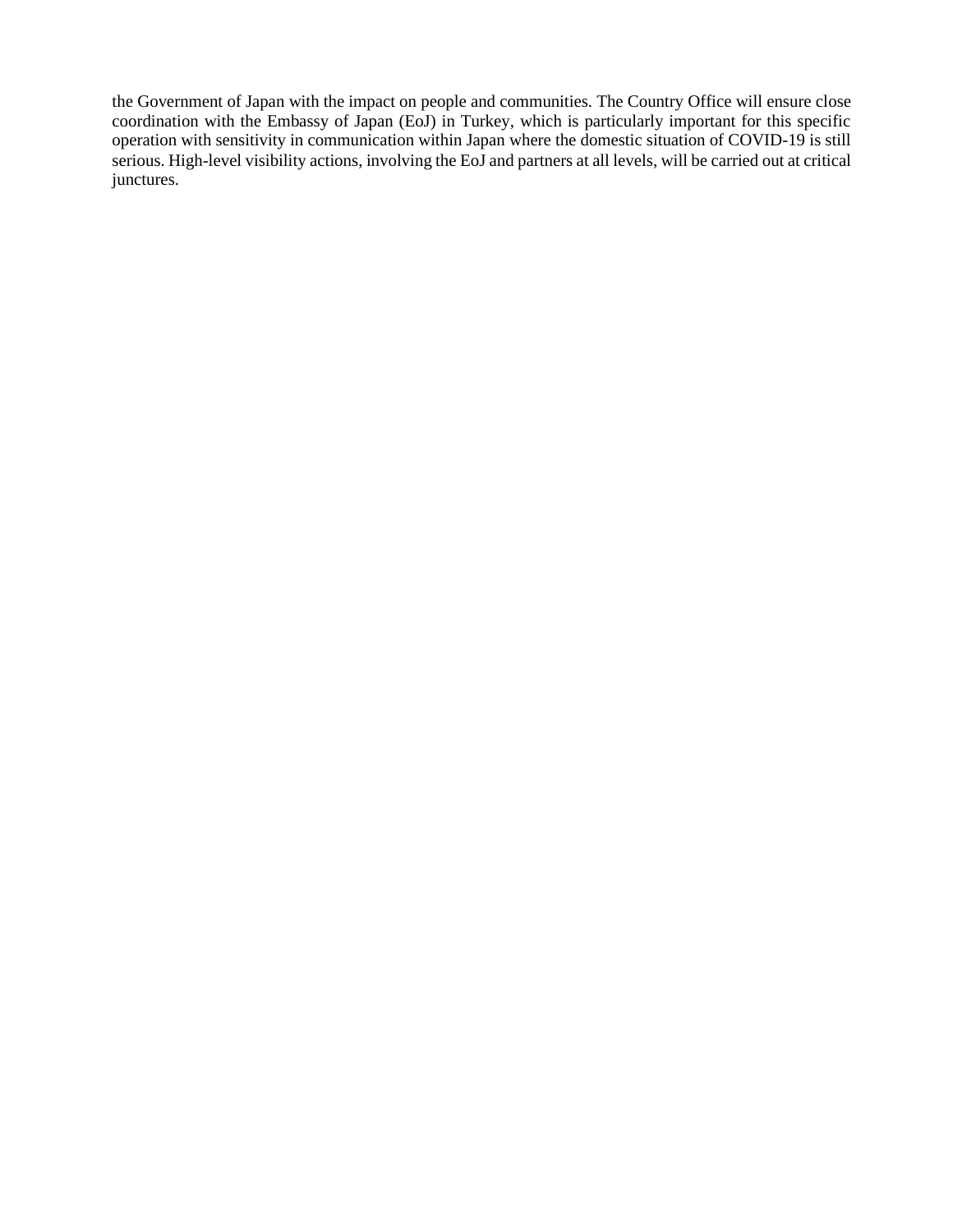the Government of Japan with the impact on people and communities. The Country Office will ensure close coordination with the Embassy of Japan (EoJ) in Turkey, which is particularly important for this specific operation with sensitivity in communication within Japan where the domestic situation of COVID-19 is still serious. High-level visibility actions, involving the EoJ and partners at all levels, will be carried out at critical junctures.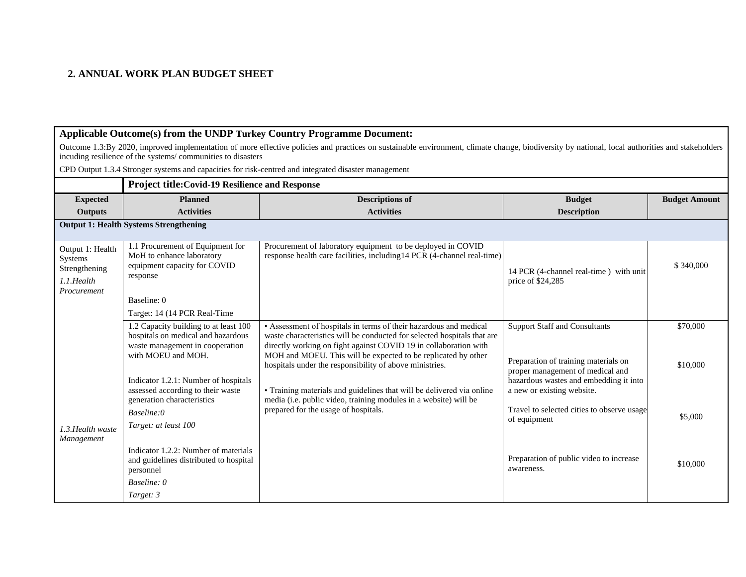## 2. ANNUAL WORK PLAN BUDGET SHEET

**Applicable Outcome(s) from the UNDP Turkey Country Programme Document:**

Outcome 1.3:By 2020, improved implementation of more effective policies and practices on sustainable environment, climate change, biodiversity by national, local authorities and stakeholders incuding resilience of the systems/ communities to disasters

CPD Output 1.3.4 Stronger systems and capacities for risk-centred and integrated disaster management

**Project title:Covid-19 Resilience and Response**

| Expected Outputs | Planned Activities | Descriptions of Activities | Budget Description | Budget Amount |
|---|---|---|---|---|
| **Output 1: Health Systems Strengthening** | | | | |
| Output 1: Health Systems Strengthening<br>*1.1.Health Procurement* | 1.1 Procurement of Equipment for MoH to enhance laboratory equipment capacity for COVID response<br><br>Baseline: 0<br>Target: 14 (14 PCR Real-Time | Procurement of laboratory equipment to be deployed in COVID response health care facilities, including14 PCR (4-channel real-time) | 14 PCR (4-channel real-time ) with unit price of $24,285 | $ 340,000 |
| *1.3.Health waste Management* | 1.2 Capacity building to at least 100 hospitals on medical and hazardous waste management in cooperation with MOEU and MOH.<br><br>Indicator 1.2.1: Number of hospitals assessed according to their waste generation characteristics<br>*Baseline:0*<br>*Target: at least 100*<br><br>Indicator 1.2.2: Number of materials and guidelines distributed to hospital personnel<br>*Baseline: 0*<br>*Target: 3* | • Assessment of hospitals in terms of their hazardous and medical waste characteristics will be conducted for selected hospitals that are directly working on fight against COVID 19 in collaboration with MOH and MOEU. This will be expected to be replicated by other hospitals under the responsibility of above ministries.<br><br>• Training materials and guidelines that will be delivered via online media (i.e. public video, training modules in a website) will be prepared for the usage of hospitals. | Support Staff and Consultants | $70,000 |
| | | | Preparation of training materials on proper management of medical and hazardous wastes and embedding it into a new or existing website. | $10,000 |
| | | | Travel to selected cities to observe usage of equipment | $5,000 |
| | | | Preparation of public video to increase awareness. | $10,000 |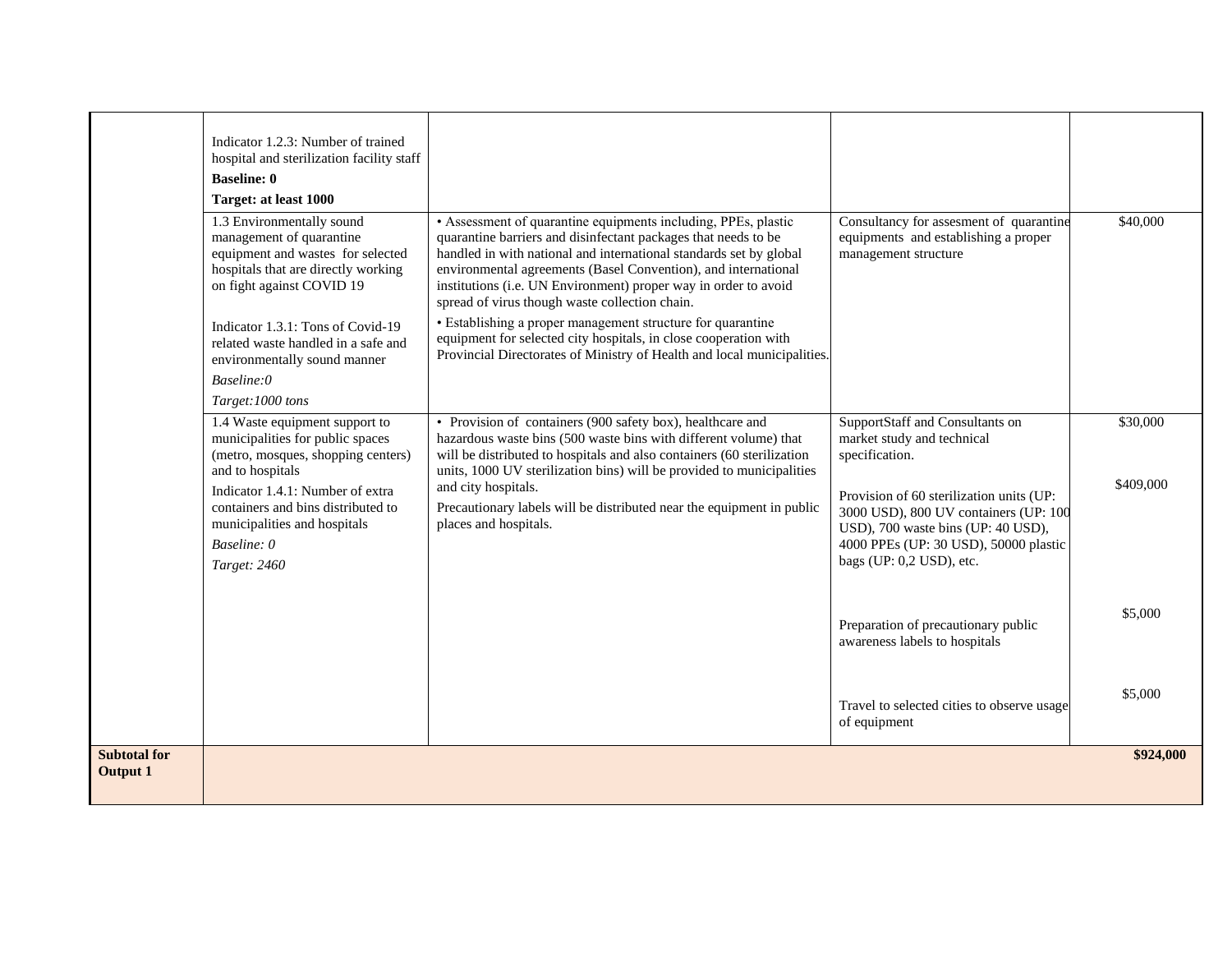| | | | | |
|---|---|---|---|---|
| | Indicator 1.2.3: Number of trained hospital and sterilization facility staff<br>**Baseline: 0**<br>**Target: at least 1000** | | | |
| | 1.3 Environmentally sound management of quarantine equipment and wastes for selected hospitals that are directly working on fight against COVID 19<br><br>Indicator 1.3.1: Tons of Covid-19 related waste handled in a safe and environmentally sound manner<br>*Baseline:0*<br>*Target:1000 tons* | • Assessment of quarantine equipments including, PPEs, plastic quarantine barriers and disinfectant packages that needs to be handled in with national and international standards set by global environmental agreements (Basel Convention), and international institutions (i.e. UN Environment) proper way in order to avoid spread of virus though waste collection chain.<br>• Establishing a proper management structure for quarantine equipment for selected city hospitals, in close cooperation with Provincial Directorates of Ministry of Health and local municipalities. | Consultancy for assesment of quarantine equipments and establishing a proper management structure | $40,000 |
| | 1.4 Waste equipment support to municipalities for public spaces (metro, mosques, shopping centers) and to hospitals<br>Indicator 1.4.1: Number of extra containers and bins distributed to municipalities and hospitals<br>*Baseline: 0*<br>*Target: 2460* | • Provision of containers (900 safety box), healthcare and hazardous waste bins (500 waste bins with different volume) that will be distributed to hospitals and also containers (60 sterilization units, 1000 UV sterilization bins) will be provided to municipalities and city hospitals.<br>Precautionary labels will be distributed near the equipment in public places and hospitals. | SupportStaff and Consultants on market study and technical specification.<br><br>Provision of 60 sterilization units (UP: 3000 USD), 800 UV containers (UP: 100 USD), 700 waste bins (UP: 40 USD), 4000 PPEs (UP: 30 USD), 50000 plastic bags (UP: 0,2 USD), etc.<br><br>Preparation of precautionary public awareness labels to hospitals<br><br>Travel to selected cities to observe usage of equipment | $30,000<br><br>$409,000<br><br>$5,000<br><br>$5,000 |
| **Subtotal for Output 1** | | | | **$924,000** |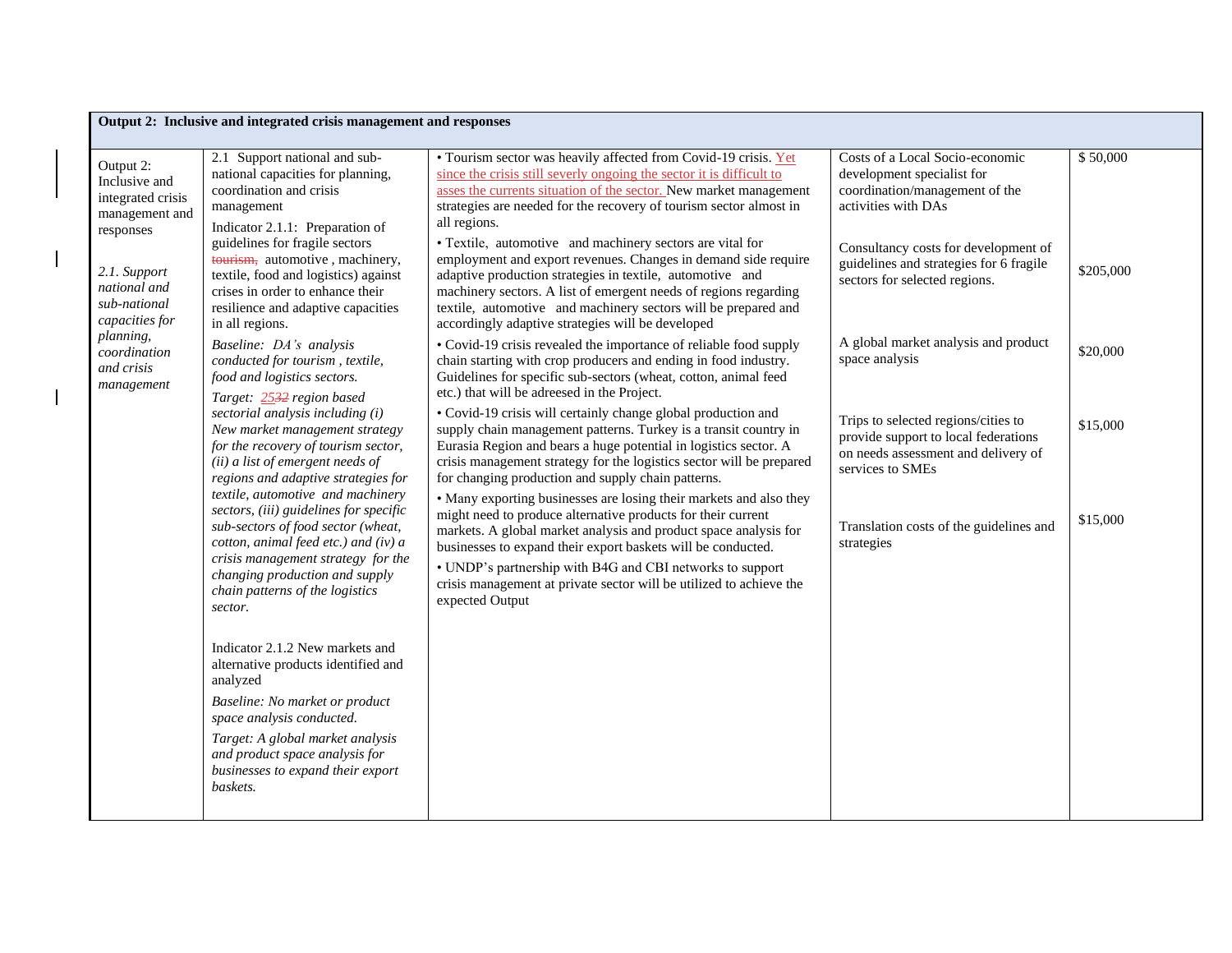| Output 2: Inclusive and integrated crisis management and responses | | | | |
|---|---|---|---|---|
| Output 2: Inclusive and integrated crisis management and responses<br><br>*2.1. Support national and sub-national capacities for planning, coordination and crisis management* | 2.1 Support national and sub-national capacities for planning, coordination and crisis management<br><br>Indicator 2.1.1: Preparation of guidelines for fragile sectors ~~tourism,~~ automotive , machinery, textile, food and logistics) against crises in order to enhance their resilience and adaptive capacities in all regions.<br><br>*Baseline: DA's analysis conducted for tourism , textile, food and logistics sectors.*<br><br>*Target: 25~~32~~ region based sectorial analysis including (i) New market management strategy for the recovery of tourism sector, (ii) a list of emergent needs of regions and adaptive strategies for textile, automotive and machinery sectors, (iii) guidelines for specific sub-sectors of food sector (wheat, cotton, animal feed etc.) and (iv) a crisis management strategy for the changing production and supply chain patterns of the logistics sector.*<br><br>Indicator 2.1.2 New markets and alternative products identified and analyzed<br><br>*Baseline: No market or product space analysis conducted.*<br><br>*Target: A global market analysis and product space analysis for businesses to expand their export baskets.* | • Tourism sector was heavily affected from Covid-19 crisis. Yet since the crisis still severly ongoing the sector it is difficult to asses the currents situation of the sector. New market management strategies are needed for the recovery of tourism sector almost in all regions.<br><br>• Textile, automotive and machinery sectors are vital for employment and export revenues. Changes in demand side require adaptive production strategies in textile, automotive and machinery sectors. A list of emergent needs of regions regarding textile, automotive and machinery sectors will be prepared and accordingly adaptive strategies will be developed<br><br>• Covid-19 crisis revealed the importance of reliable food supply chain starting with crop producers and ending in food industry. Guidelines for specific sub-sectors (wheat, cotton, animal feed etc.) that will be adreesed in the Project.<br><br>• Covid-19 crisis will certainly change global production and supply chain management patterns. Turkey is a transit country in Eurasia Region and bears a huge potential in logistics sector. A crisis management strategy for the logistics sector will be prepared for changing production and supply chain patterns.<br><br>• Many exporting businesses are losing their markets and also they might need to produce alternative products for their current markets. A global market analysis and product space analysis for businesses to expand their export baskets will be conducted.<br><br>• UNDP's partnership with B4G and CBI networks to support crisis management at private sector will be utilized to achieve the expected Output | Costs of a Local Socio-economic development specialist for coordination/management of the activities with DAs<br><br>Consultancy costs for development of guidelines and strategies for 6 fragile sectors for selected regions.<br><br>A global market analysis and product space analysis<br><br>Trips to selected regions/cities to provide support to local federations on needs assessment and delivery of services to SMEs<br><br>Translation costs of the guidelines and strategies | $ 50,000<br><br>$205,000<br><br>$20,000<br><br>$15,000<br><br>$15,000 |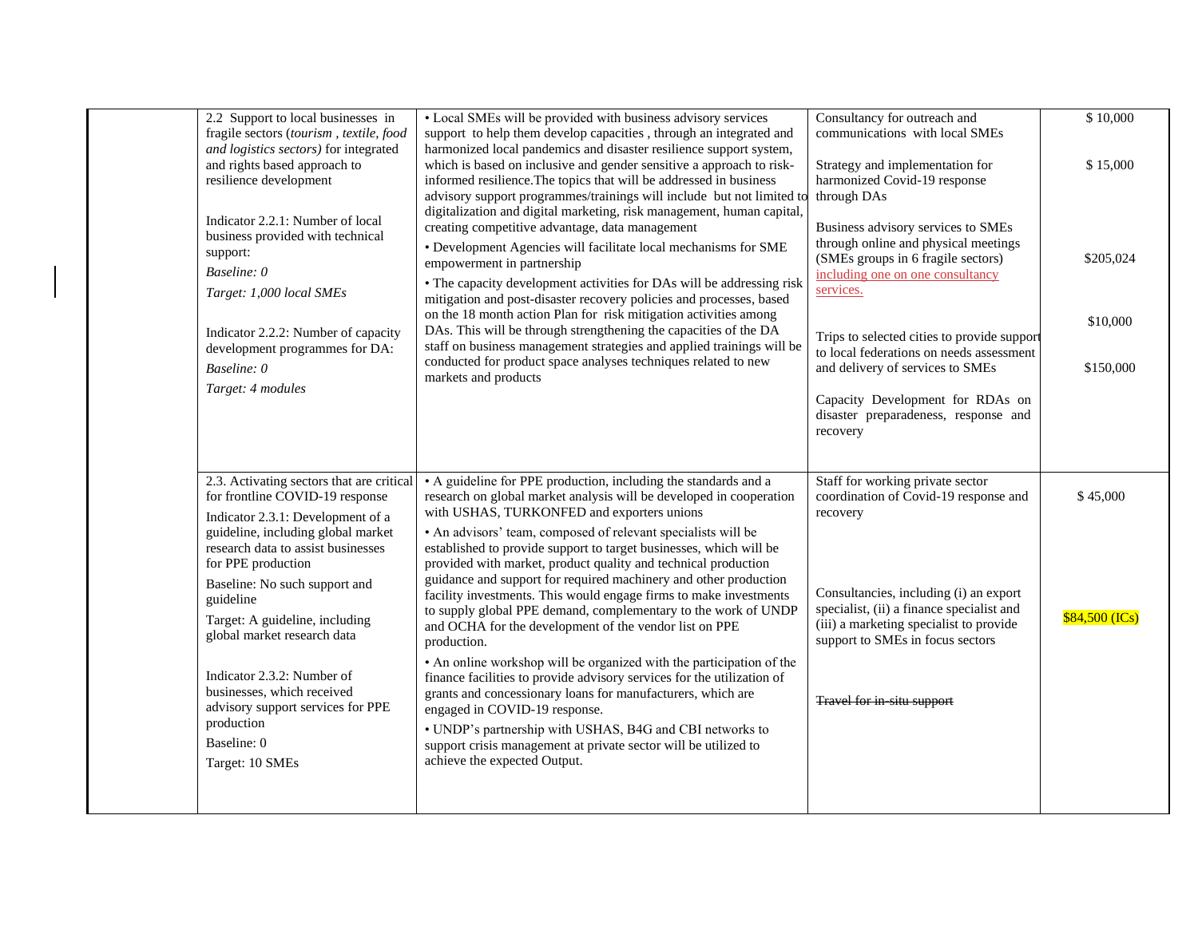| | | | | |
|---|---|---|---|---|
| | 2.2 Support to local businesses in fragile sectors (*tourism , textile, food and logistics sectors)* for integrated and rights based approach to resilience development<br><br>Indicator 2.2.1: Number of local business provided with technical support:<br>*Baseline: 0*<br>*Target: 1,000 local SMEs*<br><br>Indicator 2.2.2: Number of capacity development programmes for DA:<br>*Baseline: 0*<br>*Target: 4 modules* | • Local SMEs will be provided with business advisory services support to help them develop capacities , through an integrated and harmonized local pandemics and disaster resilience support system, which is based on inclusive and gender sensitive a approach to risk-informed resilience.The topics that will be addressed in business advisory support programmes/trainings will include but not limited to digitalization and digital marketing, risk management, human capital, creating competitive advantage, data management<br>• Development Agencies will facilitate local mechanisms for SME empowerment in partnership<br>• The capacity development activities for DAs will be addressing risk mitigation and post-disaster recovery policies and processes, based on the 18 month action Plan for risk mitigation activities among DAs. This will be through strengthening the capacities of the DA staff on business management strategies and applied trainings will be conducted for product space analyses techniques related to new markets and products | Consultancy for outreach and communications with local SMEs<br><br>Strategy and implementation for harmonized Covid-19 response through DAs<br><br>Business advisory services to SMEs through online and physical meetings (SMEs groups in 6 fragile sectors) including one on one consultancy services.<br><br>Trips to selected cities to provide support to local federations on needs assessment and delivery of services to SMEs<br><br>Capacity Development for RDAs on disaster preparadeness, response and recovery | $ 10,000<br><br>$ 15,000<br><br>$205,024<br><br>$10,000<br><br>$150,000 |
| | 2.3. Activating sectors that are critical for frontline COVID-19 response<br>Indicator 2.3.1: Development of a guideline, including global market research data to assist businesses for PPE production<br>Baseline: No such support and guideline<br>Target: A guideline, including global market research data<br><br>Indicator 2.3.2: Number of businesses, which received advisory support services for PPE production<br>Baseline: 0<br>Target: 10 SMEs | • A guideline for PPE production, including the standards and a research on global market analysis will be developed in cooperation with USHAS, TURKONFED and exporters unions<br>• An advisors' team, composed of relevant specialists will be established to provide support to target businesses, which will be provided with market, product quality and technical production guidance and support for required machinery and other production facility investments. This would engage firms to make investments to supply global PPE demand, complementary to the work of UNDP and OCHA for the development of the vendor list on PPE production.<br>• An online workshop will be organized with the participation of the finance facilities to provide advisory services for the utilization of grants and concessionary loans for manufacturers, which are engaged in COVID-19 response.<br>• UNDP's partnership with USHAS, B4G and CBI networks to support crisis management at private sector will be utilized to achieve the expected Output. | Staff for working private sector coordination of Covid-19 response and recovery<br><br>Consultancies, including (i) an export specialist, (ii) a finance specialist and (iii) a marketing specialist to provide support to SMEs in focus sectors<br><br>~~Travel for in-situ support~~ | $ 45,000<br><br>$84,500 (ICs) |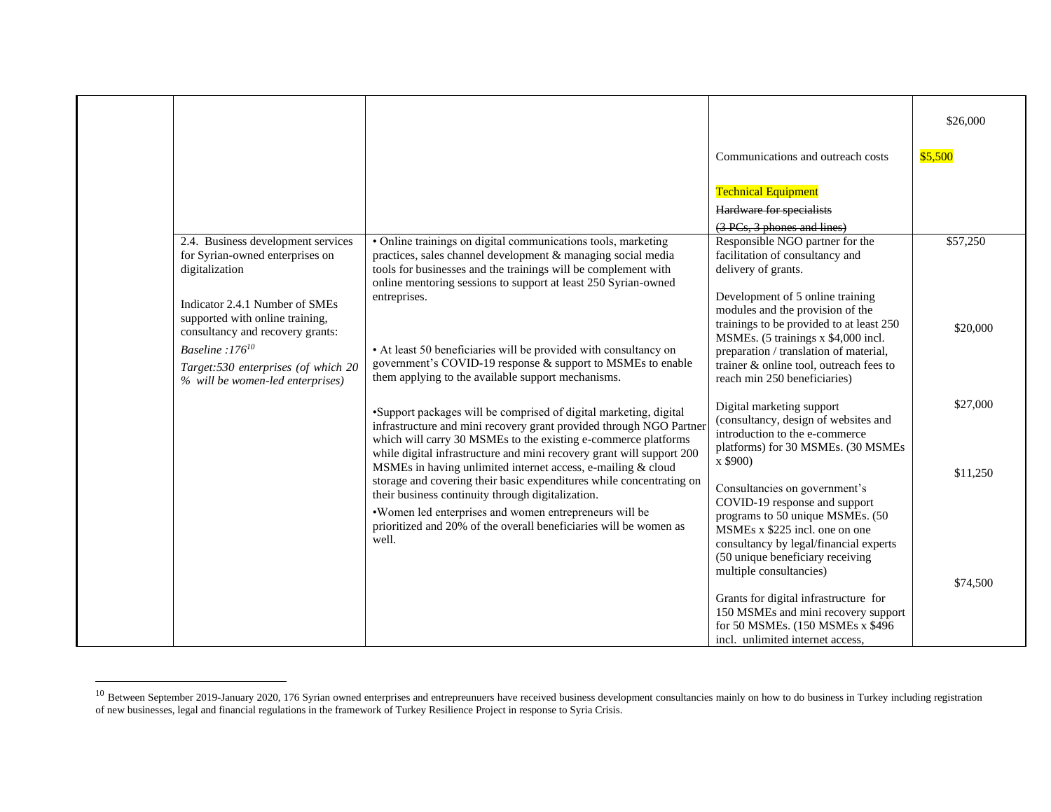| | | | | |
|---|---|---|---|---|
| | | | | $26,000 |
| | | | Communications and outreach costs | $5,500 |
| | | | Technical Equipment<br>~~Hardware for specialists~~<br>~~(3 PCs, 3 phones and lines)~~ | |
| | 2.4. Business development services for Syrian-owned enterprises on digitalization<br><br>Indicator 2.4.1 Number of SMEs supported with online training, consultancy and recovery grants:<br>*Baseline :176*[10]<br>*Target:530 enterprises (of which 20 % will be women-led enterprises)* | • Online trainings on digital communications tools, marketing practices, sales channel development & managing social media tools for businesses and the trainings will be complement with online mentoring sessions to support at least 250 Syrian-owned entreprises.<br><br>• At least 50 beneficiaries will be provided with consultancy on government's COVID-19 response & support to MSMEs to enable them applying to the available support mechanisms.<br><br>•Support packages will be comprised of digital marketing, digital infrastructure and mini recovery grant provided through NGO Partner which will carry 30 MSMEs to the existing e-commerce platforms while digital infrastructure and mini recovery grant will support 200 MSMEs in having unlimited internet access, e-mailing & cloud storage and covering their basic expenditures while concentrating on their business continuity through digitalization.<br>•Women led enterprises and women entrepreneurs will be prioritized and 20% of the overall beneficiaries will be women as well. | Responsible NGO partner for the facilitation of consultancy and delivery of grants.<br><br>Development of 5 online training modules and the provision of the trainings to be provided to at least 250 MSMEs. (5 trainings x $4,000 incl. preparation / translation of material, trainer & online tool, outreach fees to reach min 250 beneficiaries)<br><br>Digital marketing support (consultancy, design of websites and introduction to the e-commerce platforms) for 30 MSMEs. (30 MSMEs x $900)<br><br>Consultancies on government's COVID-19 response and support programs to 50 unique MSMEs. (50 MSMEs x $225 incl. one on one consultancy by legal/financial experts (50 unique beneficiary receiving multiple consultancies)<br><br>Grants for digital infrastructure for 150 MSMEs and mini recovery support for 50 MSMEs. (150 MSMEs x $496 incl. unlimited internet access, | $57,250<br><br>$20,000<br><br>$27,000<br><br>$11,250<br><br>$74,500 |

[10] Between September 2019-January 2020, 176 Syrian owned enterprises and entrepreunuers have received business development consultancies mainly on how to do business in Turkey including registration of new businesses, legal and financial regulations in the framework of Turkey Resilience Project in response to Syria Crisis.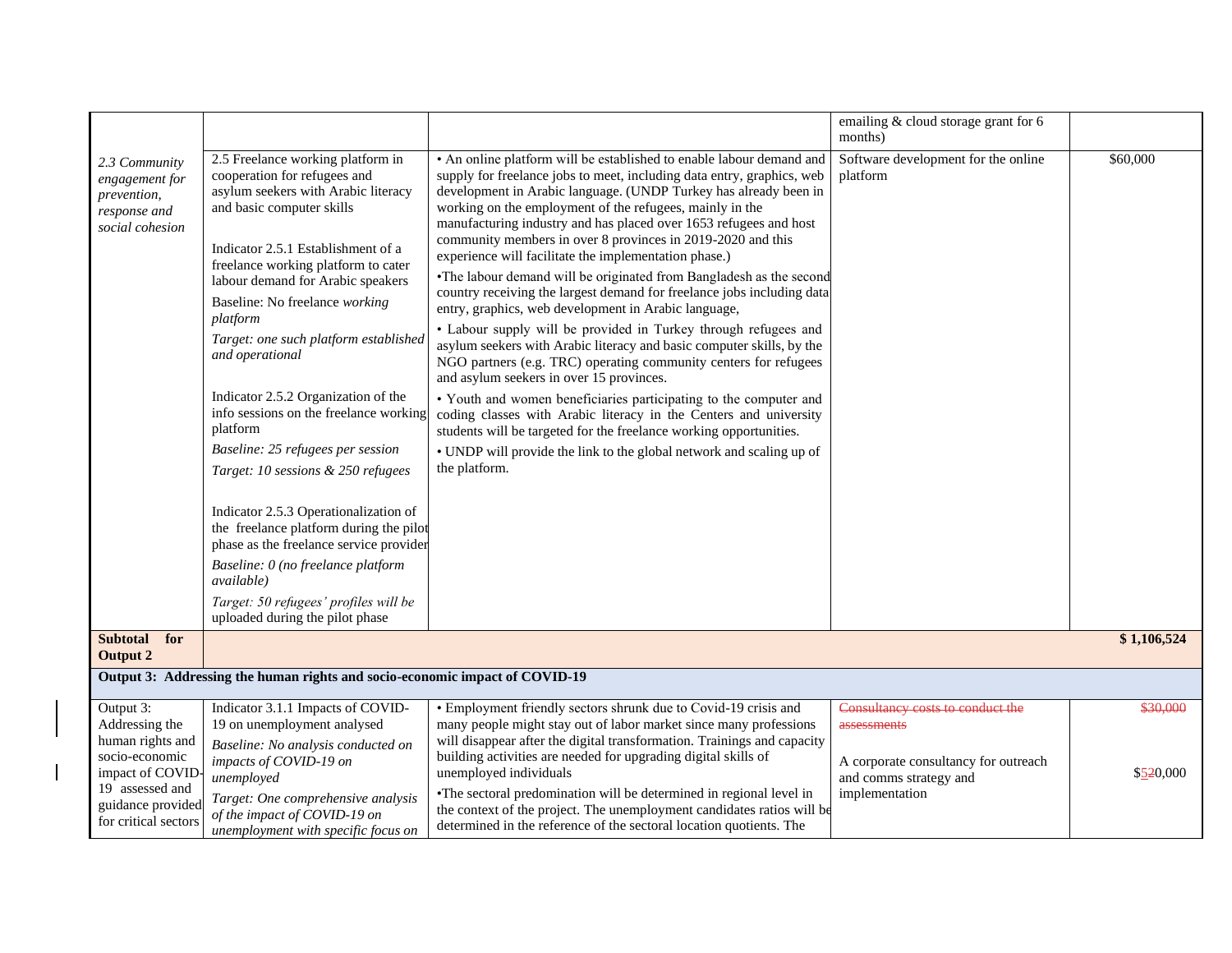| | | | | |
|---|---|---|---|---|
| | | | emailing & cloud storage grant for 6 months) | |
| *2.3 Community engagement for prevention, response and social cohesion* | 2.5 Freelance working platform in cooperation for refugees and asylum seekers with Arabic literacy and basic computer skills<br><br>Indicator 2.5.1 Establishment of a freelance working platform to cater labour demand for Arabic speakers<br>Baseline: No freelance *working platform*<br>*Target: one such platform established and operational*<br><br>Indicator 2.5.2 Organization of the info sessions on the freelance working platform<br>*Baseline: 25 refugees per session*<br>*Target: 10 sessions & 250 refugees*<br><br>Indicator 2.5.3 Operationalization of the freelance platform during the pilot phase as the freelance service provider<br>*Baseline: 0 (no freelance platform available)*<br>*Target: 50 refugees' profiles will be* uploaded during the pilot phase | • An online platform will be established to enable labour demand and supply for freelance jobs to meet, including data entry, graphics, web development in Arabic language. (UNDP Turkey has already been in working on the employment of the refugees, mainly in the manufacturing industry and has placed over 1653 refugees and host community members in over 8 provinces in 2019-2020 and this experience will facilitate the implementation phase.)<br>•The labour demand will be originated from Bangladesh as the second country receiving the largest demand for freelance jobs including data entry, graphics, web development in Arabic language,<br>• Labour supply will be provided in Turkey through refugees and asylum seekers with Arabic literacy and basic computer skills, by the NGO partners (e.g. TRC) operating community centers for refugees and asylum seekers in over 15 provinces.<br>• Youth and women beneficiaries participating to the computer and coding classes with Arabic literacy in the Centers and university students will be targeted for the freelance working opportunities.<br>• UNDP will provide the link to the global network and scaling up of the platform. | Software development for the online platform | $60,000 |
| **Subtotal for Output 2** | | | | **$ 1,106,524** |
| **Output 3: Addressing the human rights and socio-economic impact of COVID-19** | | | | |
| Output 3: Addressing the human rights and socio-economic impact of COVID-19 assessed and guidance provided for critical sectors | Indicator 3.1.1 Impacts of COVID-19 on unemployment analysed<br>*Baseline: No analysis conducted on impacts of COVID-19 on unemployed*<br>*Target: One comprehensive analysis of the impact of COVID-19 on unemployment with specific focus on* | • Employment friendly sectors shrunk due to Covid-19 crisis and many people might stay out of labor market since many professions will disappear after the digital transformation. Trainings and capacity building activities are needed for upgrading digital skills of unemployed individuals<br>•The sectoral predomination will be determined in regional level in the context of the project. The unemployment candidates ratios will be determined in the reference of the sectoral location quotients. The | ~~Consultancy costs to conduct the assessments~~<br><br>A corporate consultancy for outreach and comms strategy and implementation | ~~$30,000~~<br><br>$5~~2~~0,000 |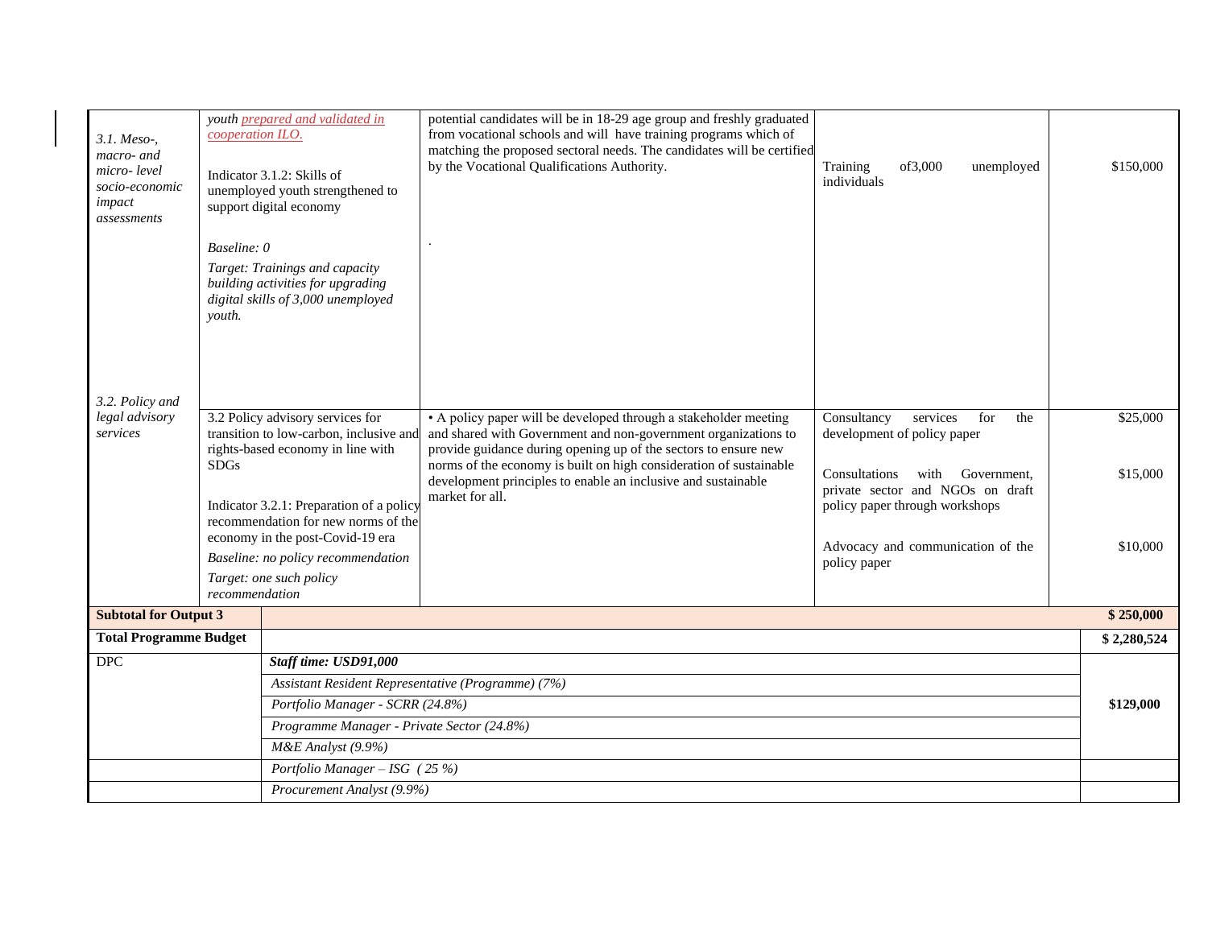| | | | | |
|---|---|---|---|---|
| *3.1. Meso-, macro- and micro- level socio-economic impact assessments* | *youth prepared and validated in cooperation ILO.*<br><br>Indicator 3.1.2: Skills of unemployed youth strengthened to support digital economy<br><br>*Baseline: 0*<br>*Target: Trainings and capacity building activities for upgrading digital skills of 3,000 unemployed youth.* | potential candidates will be in 18-29 age group and freshly graduated from vocational schools and will have training programs which of matching the proposed sectoral needs. The candidates will be certified by the Vocational Qualifications Authority.<br><br>. | Training of3,000 unemployed individuals | $150,000 |
| *3.2. Policy and legal advisory services* | 3.2 Policy advisory services for transition to low-carbon, inclusive and rights-based economy in line with SDGs<br><br>Indicator 3.2.1: Preparation of a policy recommendation for new norms of the economy in the post-Covid-19 era<br>*Baseline: no policy recommendation*<br>*Target: one such policy recommendation* | • A policy paper will be developed through a stakeholder meeting and shared with Government and non-government organizations to provide guidance during opening up of the sectors to ensure new norms of the economy is built on high consideration of sustainable development principles to enable an inclusive and sustainable market for all. | Consultancy services for the development of policy paper<br><br>Consultations with Government, private sector and NGOs on draft policy paper through workshops<br><br>Advocacy and communication of the policy paper | $25,000<br><br>$15,000<br><br>$10,000 |
| **Subtotal for Output 3** | | | | **$ 250,000** |
| **Total Programme Budget** | | | | **$ 2,280,524** |
| DPC | ***Staff time: USD91,000*** | | | **$129,000** |
| | *Assistant Resident Representative (Programme) (7%)* | | | |
| | *Portfolio Manager - SCRR (24.8%)* | | | |
| | *Programme Manager - Private Sector (24.8%)* | | | |
| | *M&E Analyst (9.9%)* | | | |
| | *Portfolio Manager – ISG ( 25 %)* | | | |
| | *Procurement Analyst (9.9%)* | | | |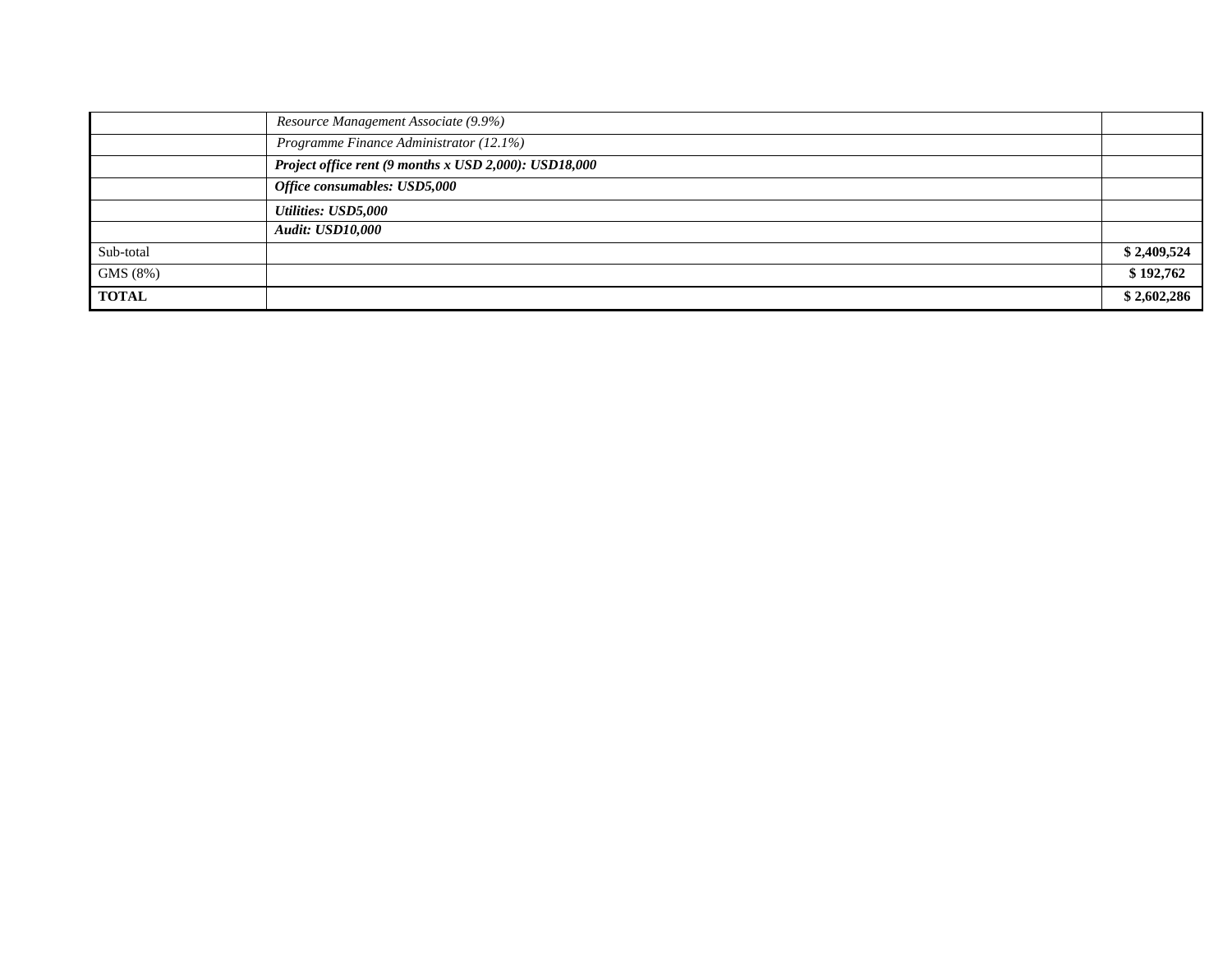| | | |
|---|---|---|
| | *Resource Management Associate (9.9%)* | |
| | *Programme Finance Administrator (12.1%)* | |
| | ***Project office rent (9 months x USD 2,000): USD18,000*** | |
| | ***Office consumables: USD5,000*** | |
| | ***Utilities: USD5,000*** | |
| | ***Audit: USD10,000*** | |
| Sub-total | | **$ 2,409,524** |
| GMS (8%) | | **$ 192,762** |
| **TOTAL** | | **$ 2,602,286** |